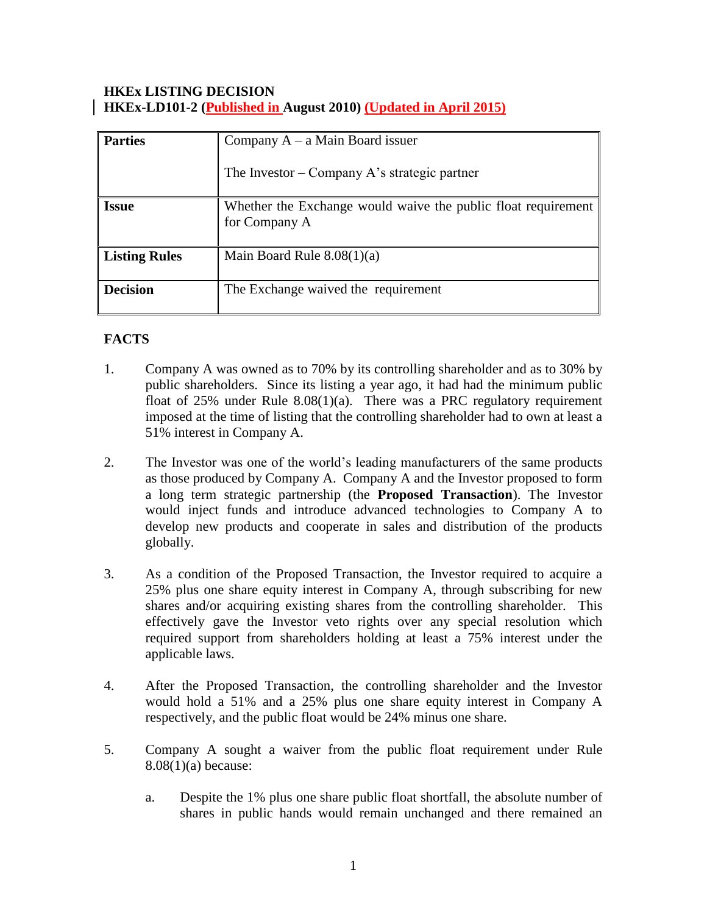**HKEx LISTING DECISION**
**HKEx-LD101-2 (Published in August 2010) (Updated in April 2015)**

| **Parties** | Company A – a Main Board issuer<br><br>The Investor – Company A's strategic partner |
|---|---|
| **Issue** | Whether the Exchange would waive the public float requirement for Company A |
| **Listing Rules** | Main Board Rule 8.08(1)(a) |
| **Decision** | The Exchange waived the requirement |

**FACTS**

1. Company A was owned as to 70% by its controlling shareholder and as to 30% by public shareholders. Since its listing a year ago, it had had the minimum public float of 25% under Rule 8.08(1)(a). There was a PRC regulatory requirement imposed at the time of listing that the controlling shareholder had to own at least a 51% interest in Company A.

2. The Investor was one of the world's leading manufacturers of the same products as those produced by Company A. Company A and the Investor proposed to form a long term strategic partnership (the **Proposed Transaction**). The Investor would inject funds and introduce advanced technologies to Company A to develop new products and cooperate in sales and distribution of the products globally.

3. As a condition of the Proposed Transaction, the Investor required to acquire a 25% plus one share equity interest in Company A, through subscribing for new shares and/or acquiring existing shares from the controlling shareholder. This effectively gave the Investor veto rights over any special resolution which required support from shareholders holding at least a 75% interest under the applicable laws.

4. After the Proposed Transaction, the controlling shareholder and the Investor would hold a 51% and a 25% plus one share equity interest in Company A respectively, and the public float would be 24% minus one share.

5. Company A sought a waiver from the public float requirement under Rule 8.08(1)(a) because:

   a. Despite the 1% plus one share public float shortfall, the absolute number of shares in public hands would remain unchanged and there remained an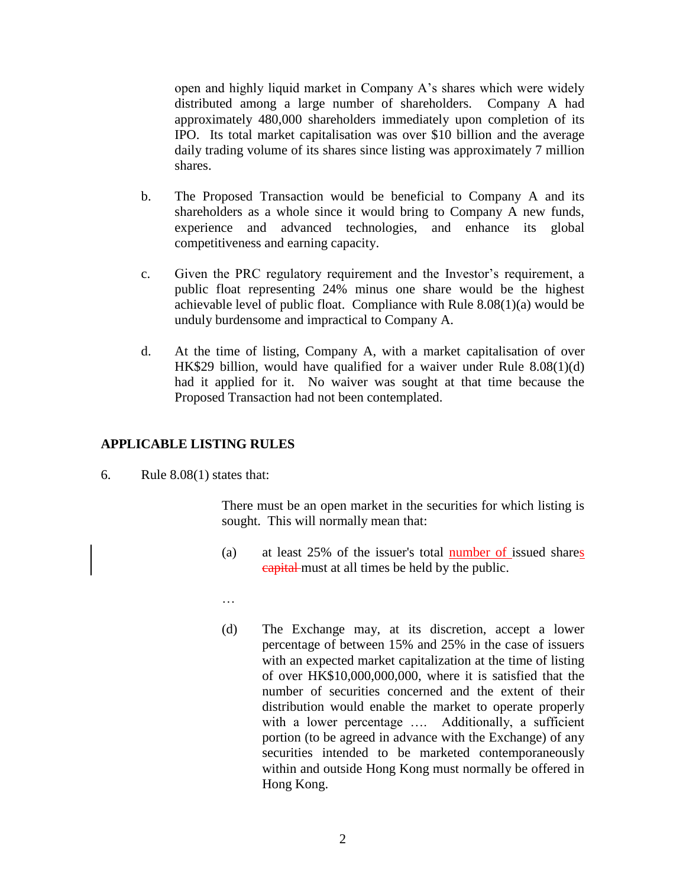open and highly liquid market in Company A's shares which were widely distributed among a large number of shareholders. Company A had approximately 480,000 shareholders immediately upon completion of its IPO. Its total market capitalisation was over $10 billion and the average daily trading volume of its shares since listing was approximately 7 million shares.

b. The Proposed Transaction would be beneficial to Company A and its shareholders as a whole since it would bring to Company A new funds, experience and advanced technologies, and enhance its global competitiveness and earning capacity.

c. Given the PRC regulatory requirement and the Investor's requirement, a public float representing 24% minus one share would be the highest achievable level of public float. Compliance with Rule 8.08(1)(a) would be unduly burdensome and impractical to Company A.

d. At the time of listing, Company A, with a market capitalisation of over HK$29 billion, would have qualified for a waiver under Rule 8.08(1)(d) had it applied for it. No waiver was sought at that time because the Proposed Transaction had not been contemplated.

## APPLICABLE LISTING RULES

6. Rule 8.08(1) states that:

> There must be an open market in the securities for which listing is sought. This will normally mean that:
>
> (a) at least 25% of the issuer's total ~~capital~~ number of issued shares must at all times be held by the public.
>
> …
>
> (d) The Exchange may, at its discretion, accept a lower percentage of between 15% and 25% in the case of issuers with an expected market capitalization at the time of listing of over HK$10,000,000,000, where it is satisfied that the number of securities concerned and the extent of their distribution would enable the market to operate properly with a lower percentage …. Additionally, a sufficient portion (to be agreed in advance with the Exchange) of any securities intended to be marketed contemporaneously within and outside Hong Kong must normally be offered in Hong Kong.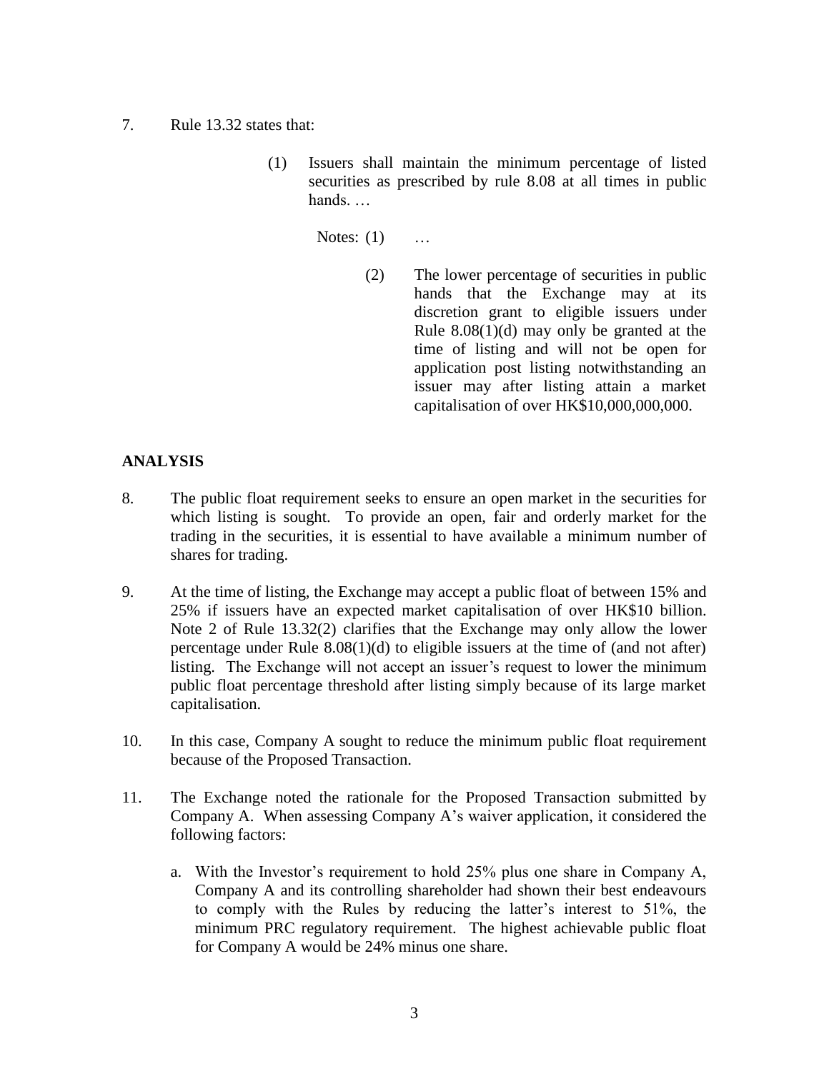7. Rule 13.32 states that:

   > (1) Issuers shall maintain the minimum percentage of listed securities as prescribed by rule 8.08 at all times in public hands. …
   >
   > Notes: (1) …
   >
   > (2) The lower percentage of securities in public hands that the Exchange may at its discretion grant to eligible issuers under Rule 8.08(1)(d) may only be granted at the time of listing and will not be open for application post listing notwithstanding an issuer may after listing attain a market capitalisation of over HK$10,000,000,000.

## ANALYSIS

8. The public float requirement seeks to ensure an open market in the securities for which listing is sought. To provide an open, fair and orderly market for the trading in the securities, it is essential to have available a minimum number of shares for trading.

9. At the time of listing, the Exchange may accept a public float of between 15% and 25% if issuers have an expected market capitalisation of over HK$10 billion. Note 2 of Rule 13.32(2) clarifies that the Exchange may only allow the lower percentage under Rule 8.08(1)(d) to eligible issuers at the time of (and not after) listing. The Exchange will not accept an issuer's request to lower the minimum public float percentage threshold after listing simply because of its large market capitalisation.

10. In this case, Company A sought to reduce the minimum public float requirement because of the Proposed Transaction.

11. The Exchange noted the rationale for the Proposed Transaction submitted by Company A. When assessing Company A's waiver application, it considered the following factors:

    a. With the Investor's requirement to hold 25% plus one share in Company A, Company A and its controlling shareholder had shown their best endeavours to comply with the Rules by reducing the latter's interest to 51%, the minimum PRC regulatory requirement. The highest achievable public float for Company A would be 24% minus one share.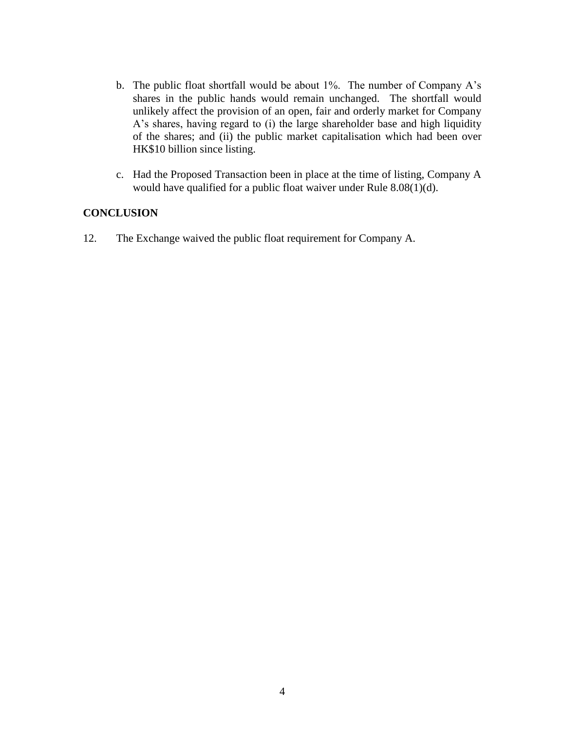b. The public float shortfall would be about 1%. The number of Company A's shares in the public hands would remain unchanged. The shortfall would unlikely affect the provision of an open, fair and orderly market for Company A's shares, having regard to (i) the large shareholder base and high liquidity of the shares; and (ii) the public market capitalisation which had been over HK$10 billion since listing.

c. Had the Proposed Transaction been in place at the time of listing, Company A would have qualified for a public float waiver under Rule 8.08(1)(d).

## CONCLUSION

12. The Exchange waived the public float requirement for Company A.